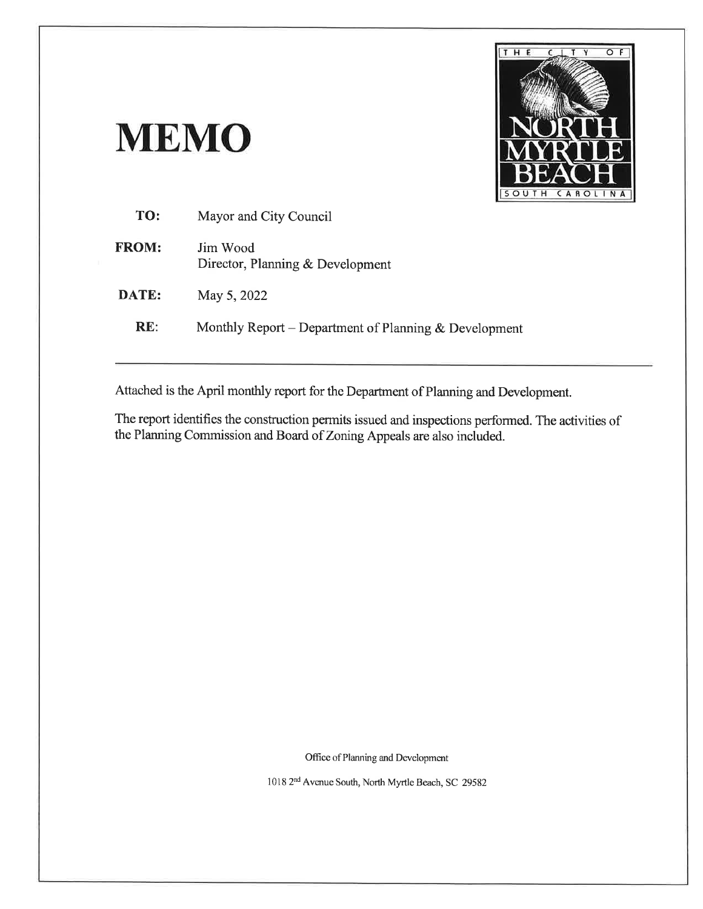# MEMO

THE CITY OF NORTH MYRTLE BEACH SOUTH CAROLINA

**TO:** Mayor and City Council

**FROM:** Jim Wood
Director, Planning & Development

**DATE:** May 5, 2022

**RE:** Monthly Report – Department of Planning & Development

---

Attached is the April monthly report for the Department of Planning and Development.

The report identifies the construction permits issued and inspections performed. The activities of the Planning Commission and Board of Zoning Appeals are also included.

Office of Planning and Development

1018 2nd Avenue South, North Myrtle Beach, SC 29582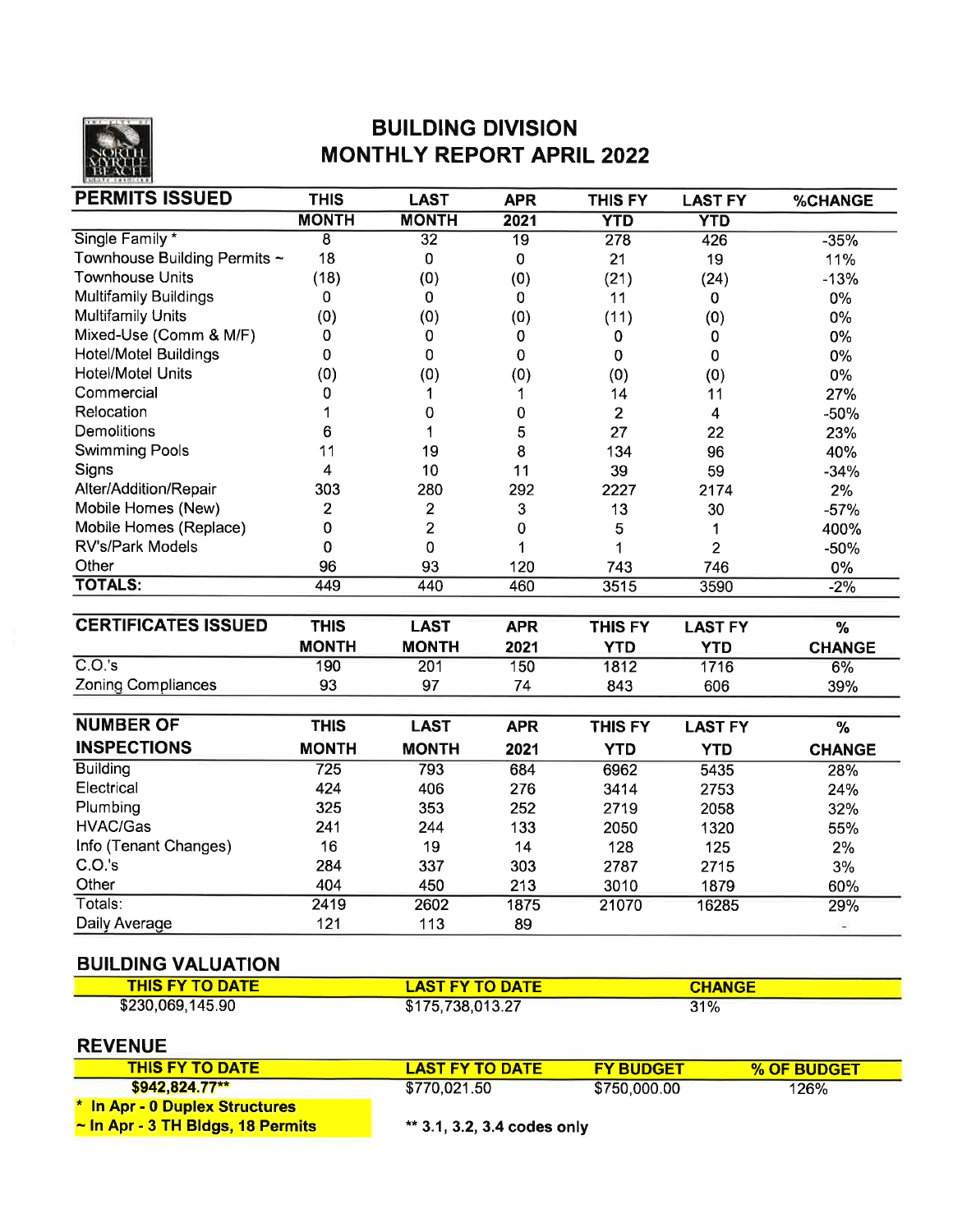# BUILDING DIVISION
# MONTHLY REPORT APRIL 2022

| PERMITS ISSUED | THIS MONTH | LAST MONTH | APR 2021 | THIS FY YTD | LAST FY YTD | %CHANGE |
|---|---|---|---|---|---|---|
| Single Family * | 8 | 32 | 19 | 278 | 426 | -35% |
| Townhouse Building Permits ~ | 18 | 0 | 0 | 21 | 19 | 11% |
| Townhouse Units | (18) | (0) | (0) | (21) | (24) | -13% |
| Multifamily Buildings | 0 | 0 | 0 | 11 | 0 | 0% |
| Multifamily Units | (0) | (0) | (0) | (11) | (0) | 0% |
| Mixed-Use (Comm & M/F) | 0 | 0 | 0 | 0 | 0 | 0% |
| Hotel/Motel Buildings | 0 | 0 | 0 | 0 | 0 | 0% |
| Hotel/Motel Units | (0) | (0) | (0) | (0) | (0) | 0% |
| Commercial | 0 | 1 | 1 | 14 | 11 | 27% |
| Relocation | 1 | 0 | 0 | 2 | 4 | -50% |
| Demolitions | 6 | 1 | 5 | 27 | 22 | 23% |
| Swimming Pools | 11 | 19 | 8 | 134 | 96 | 40% |
| Signs | 4 | 10 | 11 | 39 | 59 | -34% |
| Alter/Addition/Repair | 303 | 280 | 292 | 2227 | 2174 | 2% |
| Mobile Homes (New) | 2 | 2 | 3 | 13 | 30 | -57% |
| Mobile Homes (Replace) | 0 | 2 | 0 | 5 | 1 | 400% |
| RV's/Park Models | 0 | 0 | 1 | 1 | 2 | -50% |
| Other | 96 | 93 | 120 | 743 | 746 | 0% |
| **TOTALS:** | 449 | 440 | 460 | 3515 | 3590 | -2% |

| CERTIFICATES ISSUED | THIS MONTH | LAST MONTH | APR 2021 | THIS FY YTD | LAST FY YTD | % CHANGE |
|---|---|---|---|---|---|---|
| C.O.'s | 190 | 201 | 150 | 1812 | 1716 | 6% |
| Zoning Compliances | 93 | 97 | 74 | 843 | 606 | 39% |

| NUMBER OF INSPECTIONS | THIS MONTH | LAST MONTH | APR 2021 | THIS FY YTD | LAST FY YTD | % CHANGE |
|---|---|---|---|---|---|---|
| Building | 725 | 793 | 684 | 6962 | 5435 | 28% |
| Electrical | 424 | 406 | 276 | 3414 | 2753 | 24% |
| Plumbing | 325 | 353 | 252 | 2719 | 2058 | 32% |
| HVAC/Gas | 241 | 244 | 133 | 2050 | 1320 | 55% |
| Info (Tenant Changes) | 16 | 19 | 14 | 128 | 125 | 2% |
| C.O.'s | 284 | 337 | 303 | 2787 | 2715 | 3% |
| Other | 404 | 450 | 213 | 3010 | 1879 | 60% |
| Totals: | 2419 | 2602 | 1875 | 21070 | 16285 | 29% |
| Daily Average | 121 | 113 | 89 | | | - |

## BUILDING VALUATION

| THIS FY TO DATE | LAST FY TO DATE | CHANGE |
|---|---|---|
| $230,069,145.90 | $175,738,013.27 | 31% |

## REVENUE

| THIS FY TO DATE | LAST FY TO DATE | FY BUDGET | % OF BUDGET |
|---|---|---|---|
| **$942,824.77** ** | $770,021.50 | $750,000.00 | 126% |

**\* In Apr - 0 Duplex Structures**

**~ In Apr - 3 TH Bldgs, 18 Permits**

**** 3.1, 3.2, 3.4 codes only**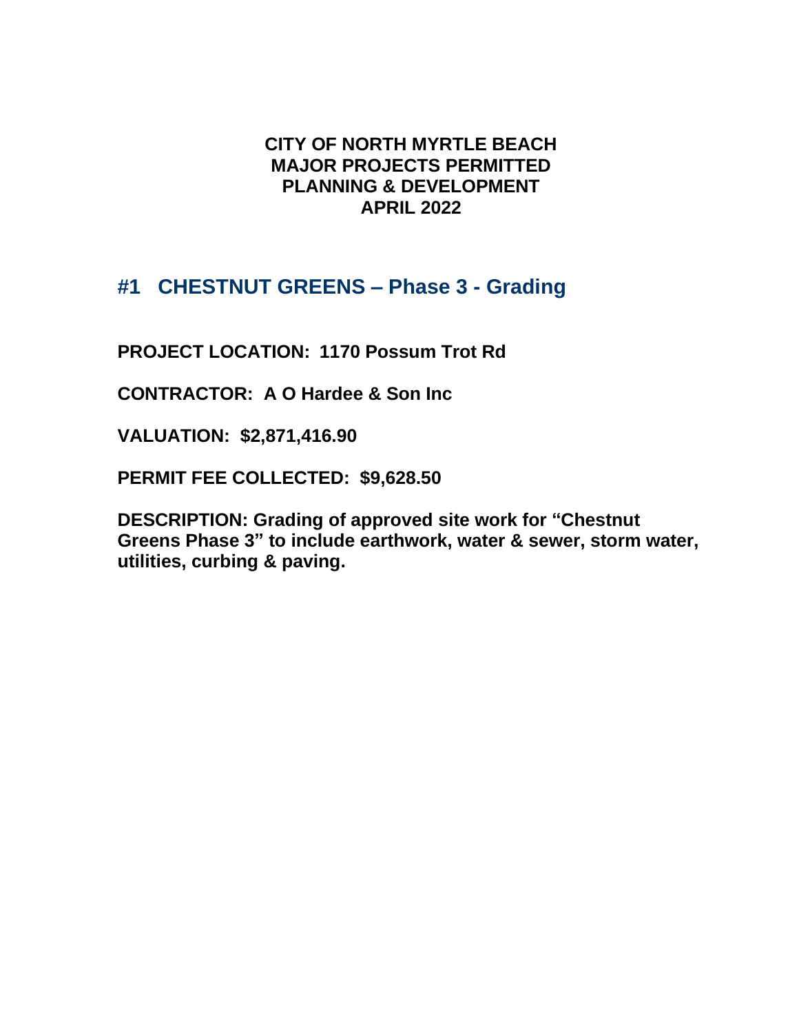**CITY OF NORTH MYRTLE BEACH**
**MAJOR PROJECTS PERMITTED**
**PLANNING & DEVELOPMENT**
**APRIL 2022**

## #1 CHESTNUT GREENS – Phase 3 - Grading

**PROJECT LOCATION: 1170 Possum Trot Rd**

**CONTRACTOR: A O Hardee & Son Inc**

**VALUATION: $2,871,416.90**

**PERMIT FEE COLLECTED: $9,628.50**

**DESCRIPTION: Grading of approved site work for "Chestnut Greens Phase 3" to include earthwork, water & sewer, storm water, utilities, curbing & paving.**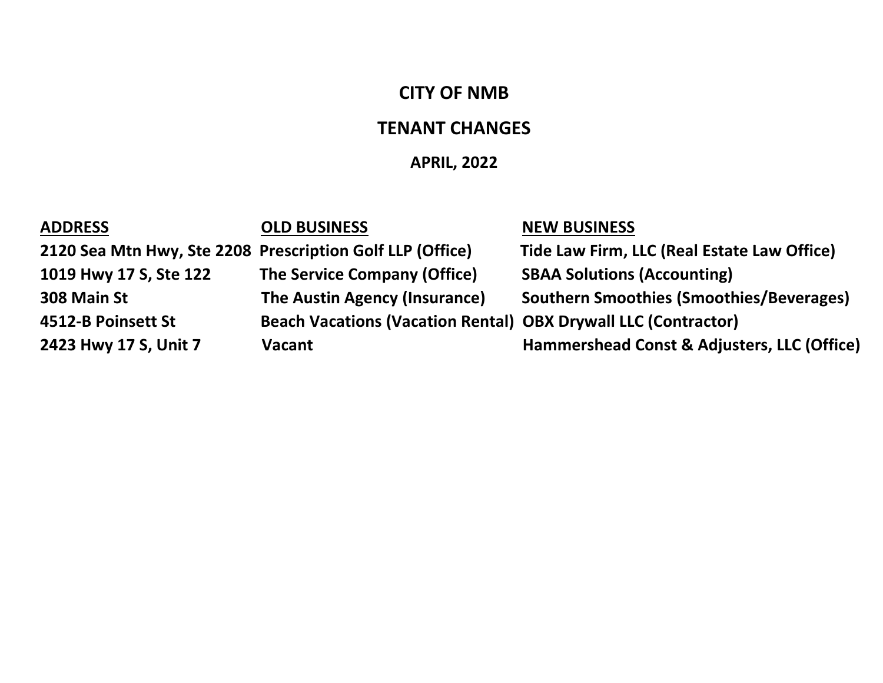# CITY OF NMB

## TENANT CHANGES

### APRIL, 2022

| ADDRESS | OLD BUSINESS | NEW BUSINESS |
|---|---|---|
| 2120 Sea Mtn Hwy, Ste 2208 | Prescription Golf LLP (Office) | Tide Law Firm, LLC (Real Estate Law Office) |
| 1019 Hwy 17 S, Ste 122 | The Service Company (Office) | SBAA Solutions (Accounting) |
| 308 Main St | The Austin Agency (Insurance) | Southern Smoothies (Smoothies/Beverages) |
| 4512-B Poinsett St | Beach Vacations (Vacation Rental) | OBX Drywall LLC (Contractor) |
| 2423 Hwy 17 S, Unit 7 | Vacant | Hammershead Const & Adjusters, LLC (Office) |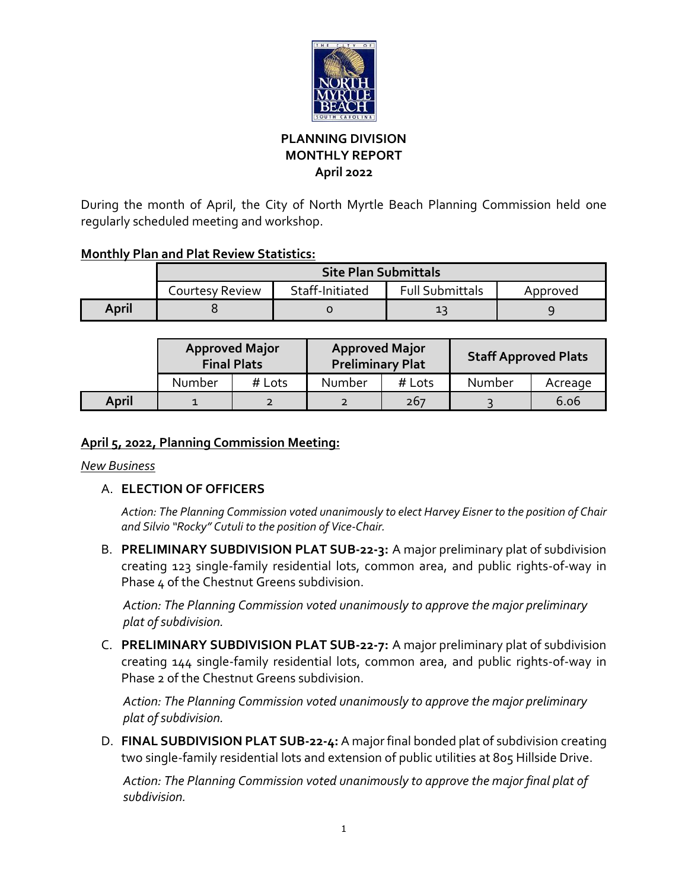# PLANNING DIVISION
# MONTHLY REPORT
# April 2022

During the month of April, the City of North Myrtle Beach Planning Commission held one regularly scheduled meeting and workshop.

**Monthly Plan and Plat Review Statistics:**

| | Site Plan Submittals | | | |
|---|---|---|---|---|
| | Courtesy Review | Staff-Initiated | Full Submittals | Approved |
| **April** | 8 | 0 | 13 | 9 |

| | Approved Major Final Plats | | Approved Major Preliminary Plat | | Staff Approved Plats | |
|---|---|---|---|---|---|---|
| | Number | # Lots | Number | # Lots | Number | Acreage |
| **April** | 1 | 2 | 2 | 267 | 3 | 6.06 |

**April 5, 2022, Planning Commission Meeting:**

*New Business*

A. **ELECTION OF OFFICERS**

   *Action: The Planning Commission voted unanimously to elect Harvey Eisner to the position of Chair and Silvio "Rocky" Cutuli to the position of Vice-Chair.*

B. **PRELIMINARY SUBDIVISION PLAT SUB-22-3:** A major preliminary plat of subdivision creating 123 single-family residential lots, common area, and public rights-of-way in Phase 4 of the Chestnut Greens subdivision.

   *Action: The Planning Commission voted unanimously to approve the major preliminary plat of subdivision.*

C. **PRELIMINARY SUBDIVISION PLAT SUB-22-7:** A major preliminary plat of subdivision creating 144 single-family residential lots, common area, and public rights-of-way in Phase 2 of the Chestnut Greens subdivision.

   *Action: The Planning Commission voted unanimously to approve the major preliminary plat of subdivision.*

D. **FINAL SUBDIVISION PLAT SUB-22-4:** A major final bonded plat of subdivision creating two single-family residential lots and extension of public utilities at 805 Hillside Drive.

   *Action: The Planning Commission voted unanimously to approve the major final plat of subdivision.*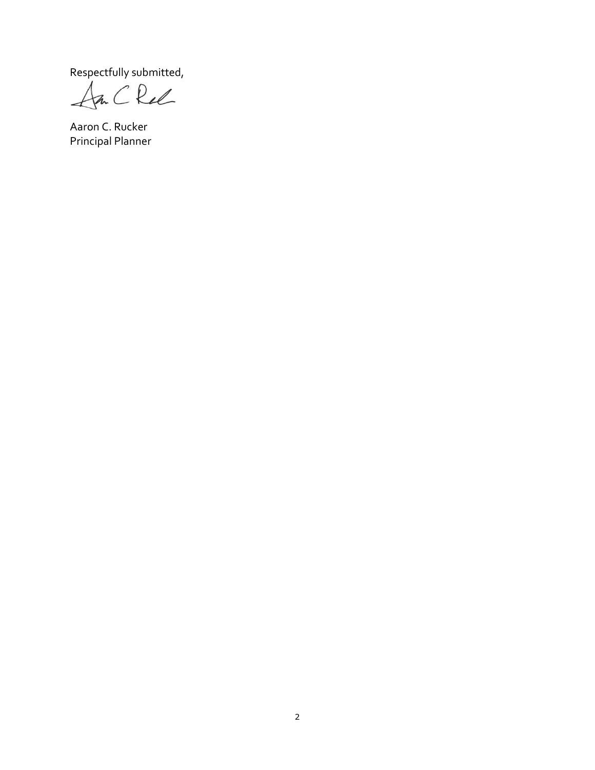Respectfully submitted,

Aaron C. Rucker
Principal Planner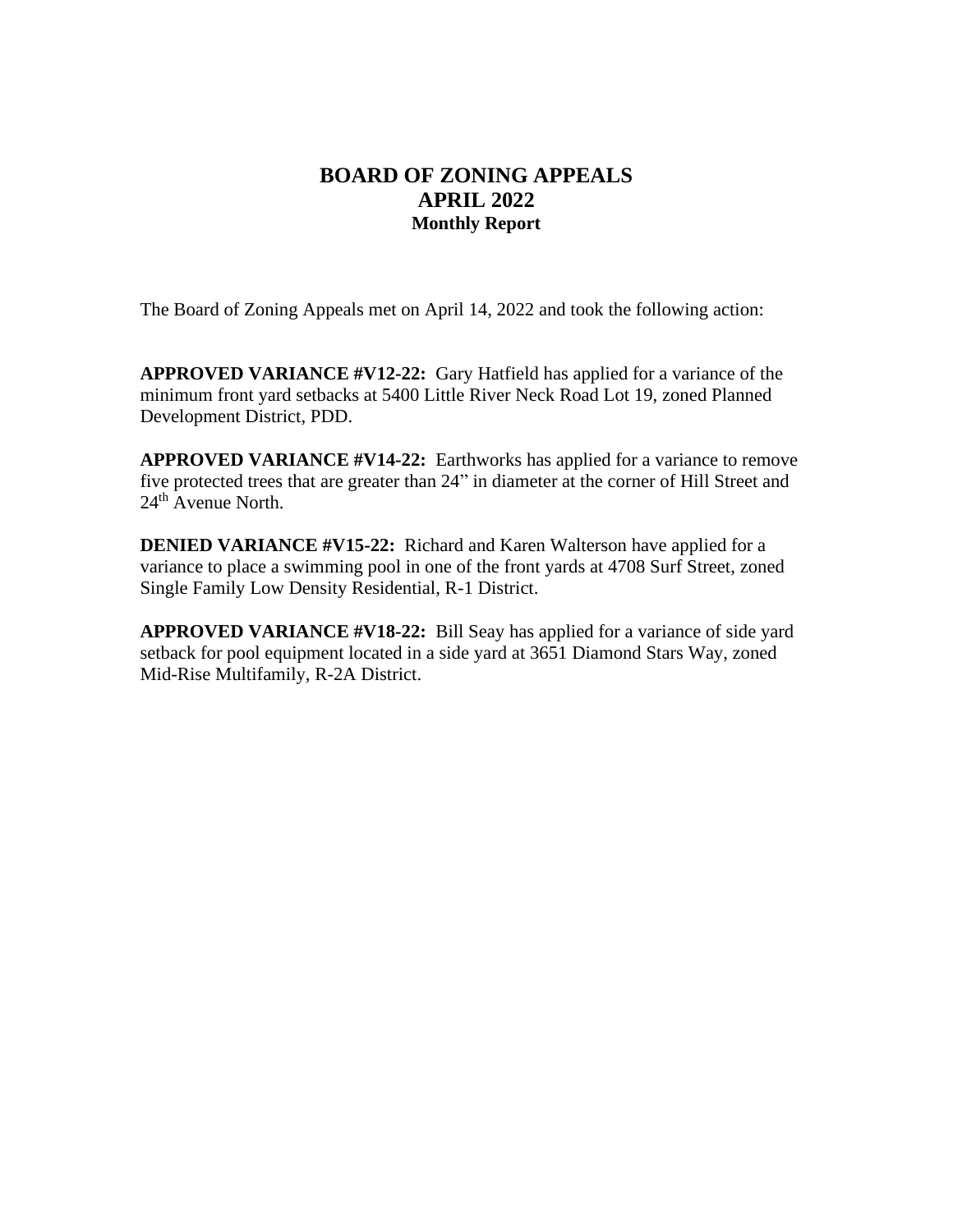# BOARD OF ZONING APPEALS
# APRIL 2022
### Monthly Report

The Board of Zoning Appeals met on April 14, 2022 and took the following action:

**APPROVED VARIANCE #V12-22:** Gary Hatfield has applied for a variance of the minimum front yard setbacks at 5400 Little River Neck Road Lot 19, zoned Planned Development District, PDD.

**APPROVED VARIANCE #V14-22:** Earthworks has applied for a variance to remove five protected trees that are greater than 24" in diameter at the corner of Hill Street and 24th Avenue North.

**DENIED VARIANCE #V15-22:** Richard and Karen Walterson have applied for a variance to place a swimming pool in one of the front yards at 4708 Surf Street, zoned Single Family Low Density Residential, R-1 District.

**APPROVED VARIANCE #V18-22:** Bill Seay has applied for a variance of side yard setback for pool equipment located in a side yard at 3651 Diamond Stars Way, zoned Mid-Rise Multifamily, R-2A District.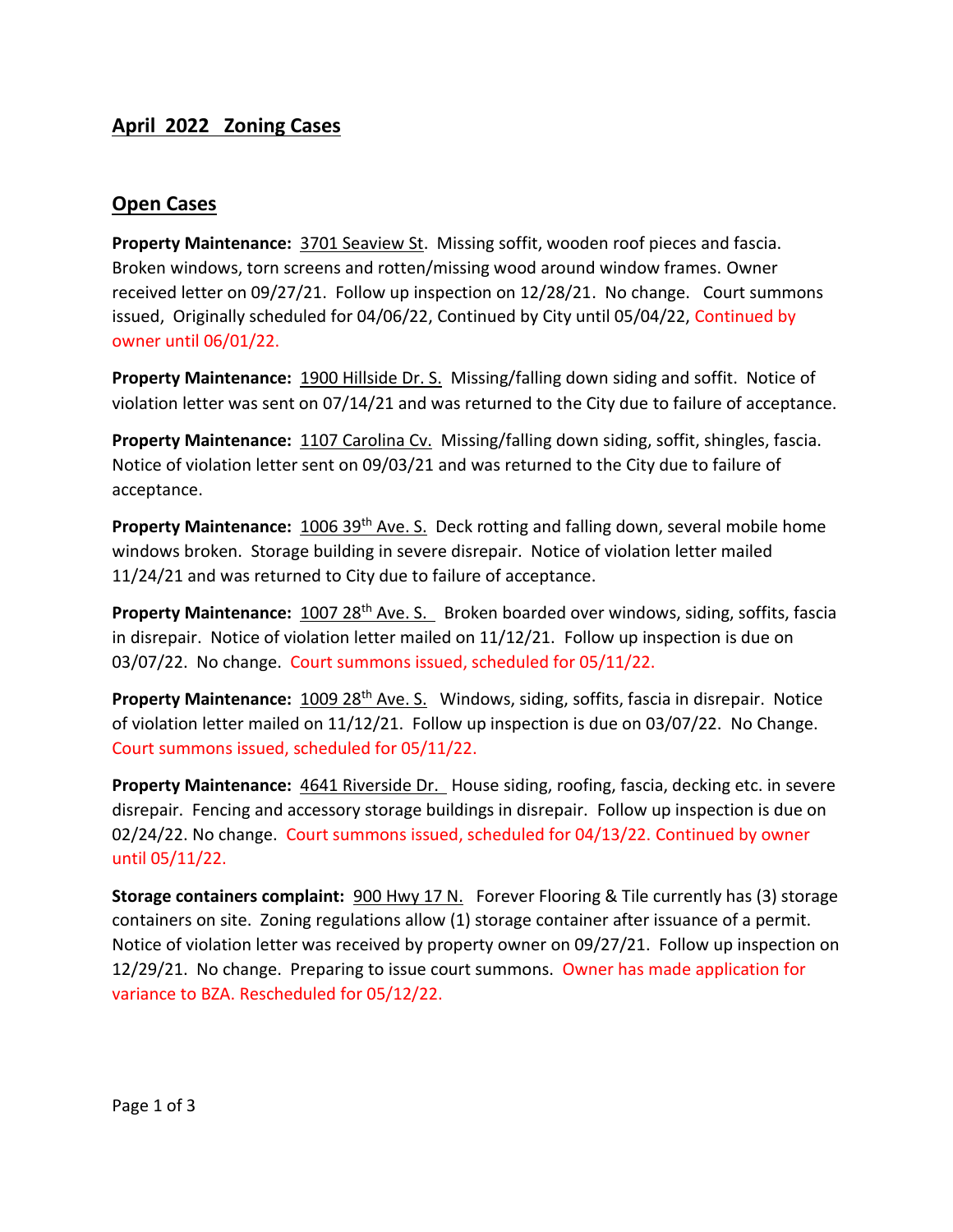## April 2022 Zoning Cases

## Open Cases

**Property Maintenance:** 3701 Seaview St. Missing soffit, wooden roof pieces and fascia. Broken windows, torn screens and rotten/missing wood around window frames. Owner received letter on 09/27/21. Follow up inspection on 12/28/21. No change. Court summons issued, Originally scheduled for 04/06/22, Continued by City until 05/04/22, Continued by owner until 06/01/22.

**Property Maintenance:** 1900 Hillside Dr. S. Missing/falling down siding and soffit. Notice of violation letter was sent on 07/14/21 and was returned to the City due to failure of acceptance.

**Property Maintenance:** 1107 Carolina Cv. Missing/falling down siding, soffit, shingles, fascia. Notice of violation letter sent on 09/03/21 and was returned to the City due to failure of acceptance.

**Property Maintenance:** 1006 39th Ave. S. Deck rotting and falling down, several mobile home windows broken. Storage building in severe disrepair. Notice of violation letter mailed 11/24/21 and was returned to City due to failure of acceptance.

**Property Maintenance:** 1007 28th Ave. S. Broken boarded over windows, siding, soffits, fascia in disrepair. Notice of violation letter mailed on 11/12/21. Follow up inspection is due on 03/07/22. No change. Court summons issued, scheduled for 05/11/22.

**Property Maintenance:** 1009 28th Ave. S. Windows, siding, soffits, fascia in disrepair. Notice of violation letter mailed on 11/12/21. Follow up inspection is due on 03/07/22. No Change. Court summons issued, scheduled for 05/11/22.

**Property Maintenance:** 4641 Riverside Dr. House siding, roofing, fascia, decking etc. in severe disrepair. Fencing and accessory storage buildings in disrepair. Follow up inspection is due on 02/24/22. No change. Court summons issued, scheduled for 04/13/22. Continued by owner until 05/11/22.

**Storage containers complaint:** 900 Hwy 17 N. Forever Flooring & Tile currently has (3) storage containers on site. Zoning regulations allow (1) storage container after issuance of a permit. Notice of violation letter was received by property owner on 09/27/21. Follow up inspection on 12/29/21. No change. Preparing to issue court summons. Owner has made application for variance to BZA. Rescheduled for 05/12/22.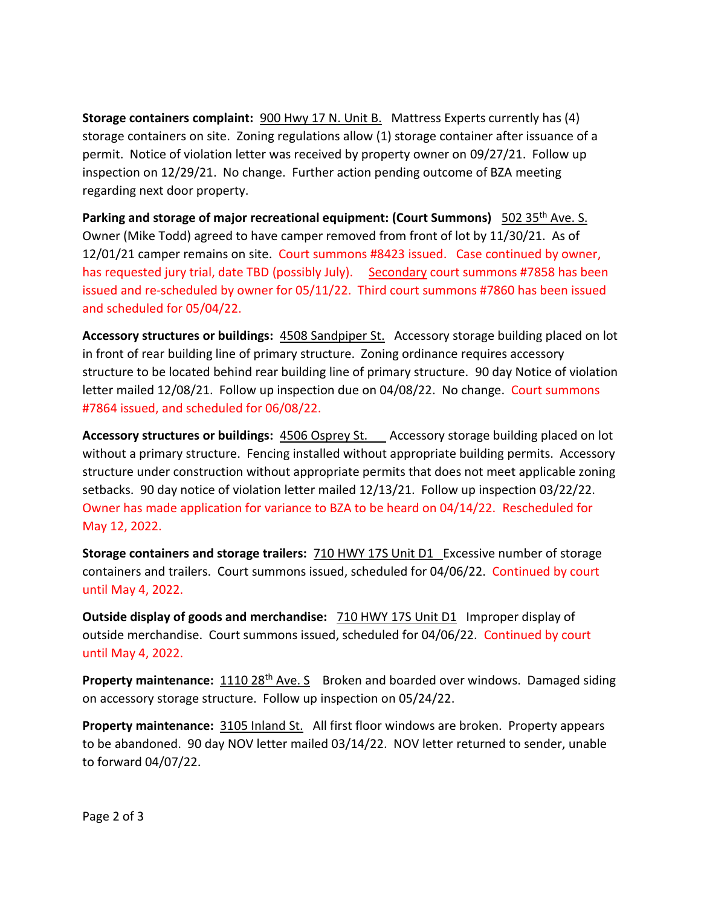**Storage containers complaint:** 900 Hwy 17 N. Unit B. Mattress Experts currently has (4) storage containers on site. Zoning regulations allow (1) storage container after issuance of a permit. Notice of violation letter was received by property owner on 09/27/21. Follow up inspection on 12/29/21. No change. Further action pending outcome of BZA meeting regarding next door property.

**Parking and storage of major recreational equipment: (Court Summons)** 502 35th Ave. S. Owner (Mike Todd) agreed to have camper removed from front of lot by 11/30/21. As of 12/01/21 camper remains on site. Court summons #8423 issued. Case continued by owner, has requested jury trial, date TBD (possibly July). Secondary court summons #7858 has been issued and re-scheduled by owner for 05/11/22. Third court summons #7860 has been issued and scheduled for 05/04/22.

**Accessory structures or buildings:** 4508 Sandpiper St. Accessory storage building placed on lot in front of rear building line of primary structure. Zoning ordinance requires accessory structure to be located behind rear building line of primary structure. 90 day Notice of violation letter mailed 12/08/21. Follow up inspection due on 04/08/22. No change. Court summons #7864 issued, and scheduled for 06/08/22.

**Accessory structures or buildings:** 4506 Osprey St. Accessory storage building placed on lot without a primary structure. Fencing installed without appropriate building permits. Accessory structure under construction without appropriate permits that does not meet applicable zoning setbacks. 90 day notice of violation letter mailed 12/13/21. Follow up inspection 03/22/22. Owner has made application for variance to BZA to be heard on 04/14/22. Rescheduled for May 12, 2022.

**Storage containers and storage trailers:** 710 HWY 17S Unit D1 Excessive number of storage containers and trailers. Court summons issued, scheduled for 04/06/22. Continued by court until May 4, 2022.

**Outside display of goods and merchandise:** 710 HWY 17S Unit D1 Improper display of outside merchandise. Court summons issued, scheduled for 04/06/22. Continued by court until May 4, 2022.

**Property maintenance:** 1110 28th Ave. S Broken and boarded over windows. Damaged siding on accessory storage structure. Follow up inspection on 05/24/22.

**Property maintenance:** 3105 Inland St. All first floor windows are broken. Property appears to be abandoned. 90 day NOV letter mailed 03/14/22. NOV letter returned to sender, unable to forward 04/07/22.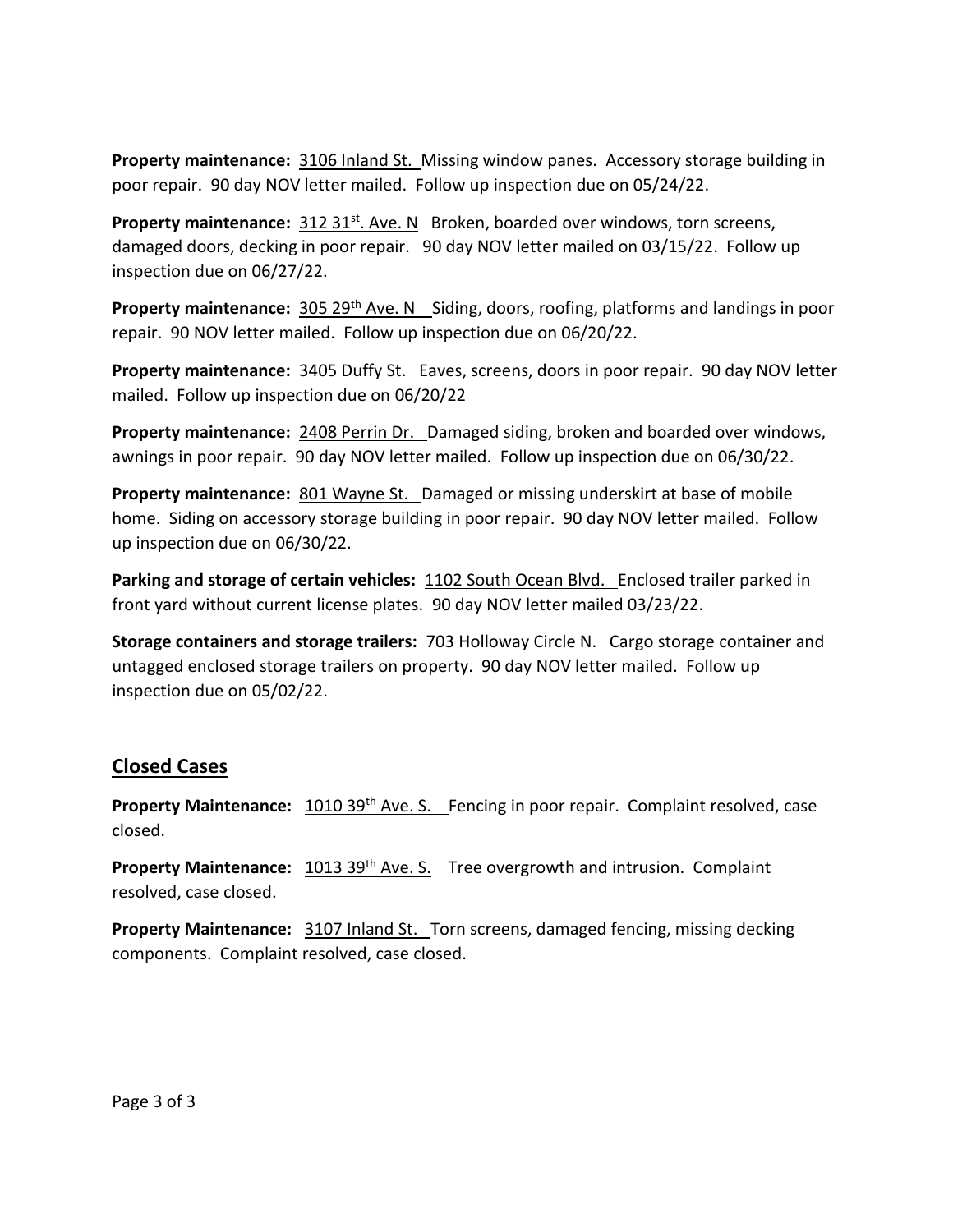**Property maintenance:** 3106 Inland St. Missing window panes. Accessory storage building in poor repair. 90 day NOV letter mailed. Follow up inspection due on 05/24/22.

**Property maintenance:** 312 31st. Ave. N Broken, boarded over windows, torn screens, damaged doors, decking in poor repair. 90 day NOV letter mailed on 03/15/22. Follow up inspection due on 06/27/22.

**Property maintenance:** 305 29th Ave. N Siding, doors, roofing, platforms and landings in poor repair. 90 NOV letter mailed. Follow up inspection due on 06/20/22.

**Property maintenance:** 3405 Duffy St. Eaves, screens, doors in poor repair. 90 day NOV letter mailed. Follow up inspection due on 06/20/22

**Property maintenance:** 2408 Perrin Dr. Damaged siding, broken and boarded over windows, awnings in poor repair. 90 day NOV letter mailed. Follow up inspection due on 06/30/22.

**Property maintenance:** 801 Wayne St. Damaged or missing underskirt at base of mobile home. Siding on accessory storage building in poor repair. 90 day NOV letter mailed. Follow up inspection due on 06/30/22.

**Parking and storage of certain vehicles:** 1102 South Ocean Blvd. Enclosed trailer parked in front yard without current license plates. 90 day NOV letter mailed 03/23/22.

**Storage containers and storage trailers:** 703 Holloway Circle N. Cargo storage container and untagged enclosed storage trailers on property. 90 day NOV letter mailed. Follow up inspection due on 05/02/22.

## Closed Cases

**Property Maintenance:** 1010 39th Ave. S. Fencing in poor repair. Complaint resolved, case closed.

**Property Maintenance:** 1013 39th Ave. S. Tree overgrowth and intrusion. Complaint resolved, case closed.

**Property Maintenance:** 3107 Inland St. Torn screens, damaged fencing, missing decking components. Complaint resolved, case closed.